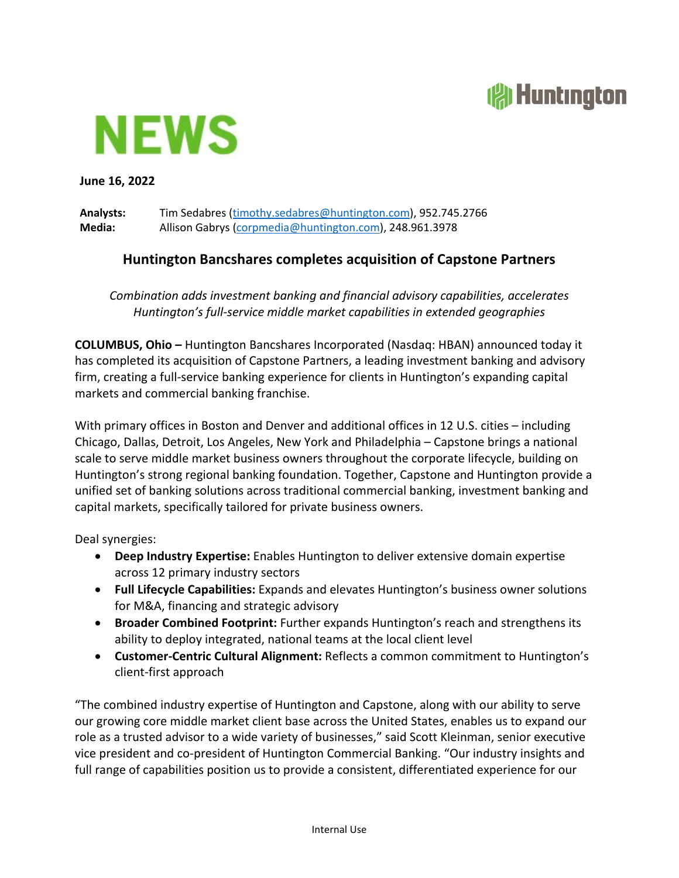# NEWS

**June 16, 2022**

**Analysts:** Tim Sedabres (timothy.sedabres@huntington.com), 952.745.2766
**Media:** Allison Gabrys (corpmedia@huntington.com), 248.961.3978

## Huntington Bancshares completes acquisition of Capstone Partners

*Combination adds investment banking and financial advisory capabilities, accelerates Huntington's full-service middle market capabilities in extended geographies*

**COLUMBUS, Ohio –** Huntington Bancshares Incorporated (Nasdaq: HBAN) announced today it has completed its acquisition of Capstone Partners, a leading investment banking and advisory firm, creating a full-service banking experience for clients in Huntington's expanding capital markets and commercial banking franchise.

With primary offices in Boston and Denver and additional offices in 12 U.S. cities – including Chicago, Dallas, Detroit, Los Angeles, New York and Philadelphia – Capstone brings a national scale to serve middle market business owners throughout the corporate lifecycle, building on Huntington's strong regional banking foundation. Together, Capstone and Huntington provide a unified set of banking solutions across traditional commercial banking, investment banking and capital markets, specifically tailored for private business owners.

Deal synergies:

- **Deep Industry Expertise:** Enables Huntington to deliver extensive domain expertise across 12 primary industry sectors
- **Full Lifecycle Capabilities:** Expands and elevates Huntington's business owner solutions for M&A, financing and strategic advisory
- **Broader Combined Footprint:** Further expands Huntington's reach and strengthens its ability to deploy integrated, national teams at the local client level
- **Customer-Centric Cultural Alignment:** Reflects a common commitment to Huntington's client-first approach

"The combined industry expertise of Huntington and Capstone, along with our ability to serve our growing core middle market client base across the United States, enables us to expand our role as a trusted advisor to a wide variety of businesses," said Scott Kleinman, senior executive vice president and co-president of Huntington Commercial Banking. "Our industry insights and full range of capabilities position us to provide a consistent, differentiated experience for our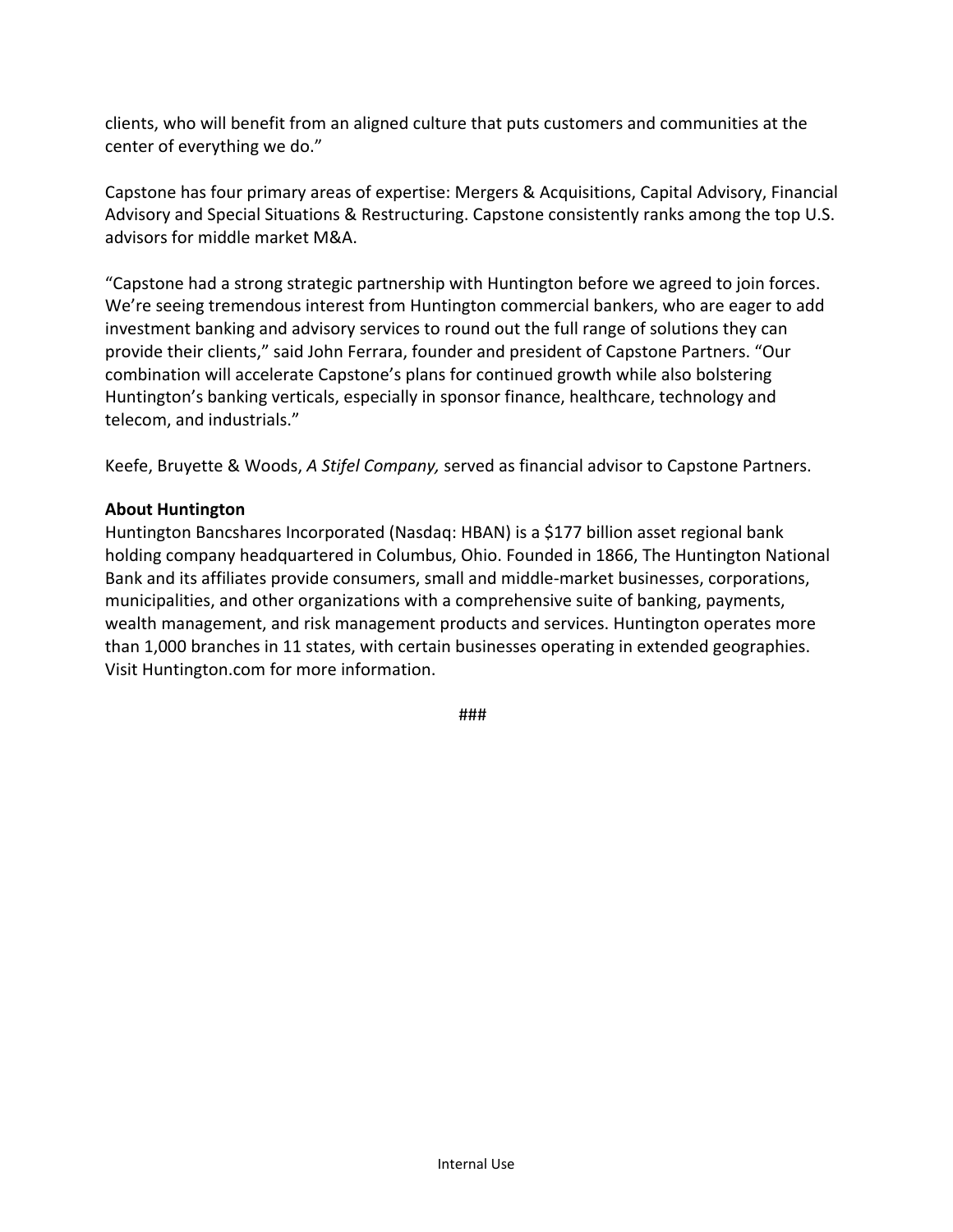clients, who will benefit from an aligned culture that puts customers and communities at the center of everything we do."

Capstone has four primary areas of expertise: Mergers & Acquisitions, Capital Advisory, Financial Advisory and Special Situations & Restructuring. Capstone consistently ranks among the top U.S. advisors for middle market M&A.

"Capstone had a strong strategic partnership with Huntington before we agreed to join forces. We're seeing tremendous interest from Huntington commercial bankers, who are eager to add investment banking and advisory services to round out the full range of solutions they can provide their clients," said John Ferrara, founder and president of Capstone Partners. "Our combination will accelerate Capstone's plans for continued growth while also bolstering Huntington's banking verticals, especially in sponsor finance, healthcare, technology and telecom, and industrials."

Keefe, Bruyette & Woods, *A Stifel Company,* served as financial advisor to Capstone Partners.

**About Huntington**

Huntington Bancshares Incorporated (Nasdaq: HBAN) is a $177 billion asset regional bank holding company headquartered in Columbus, Ohio. Founded in 1866, The Huntington National Bank and its affiliates provide consumers, small and middle-market businesses, corporations, municipalities, and other organizations with a comprehensive suite of banking, payments, wealth management, and risk management products and services. Huntington operates more than 1,000 branches in 11 states, with certain businesses operating in extended geographies. Visit Huntington.com for more information.

###